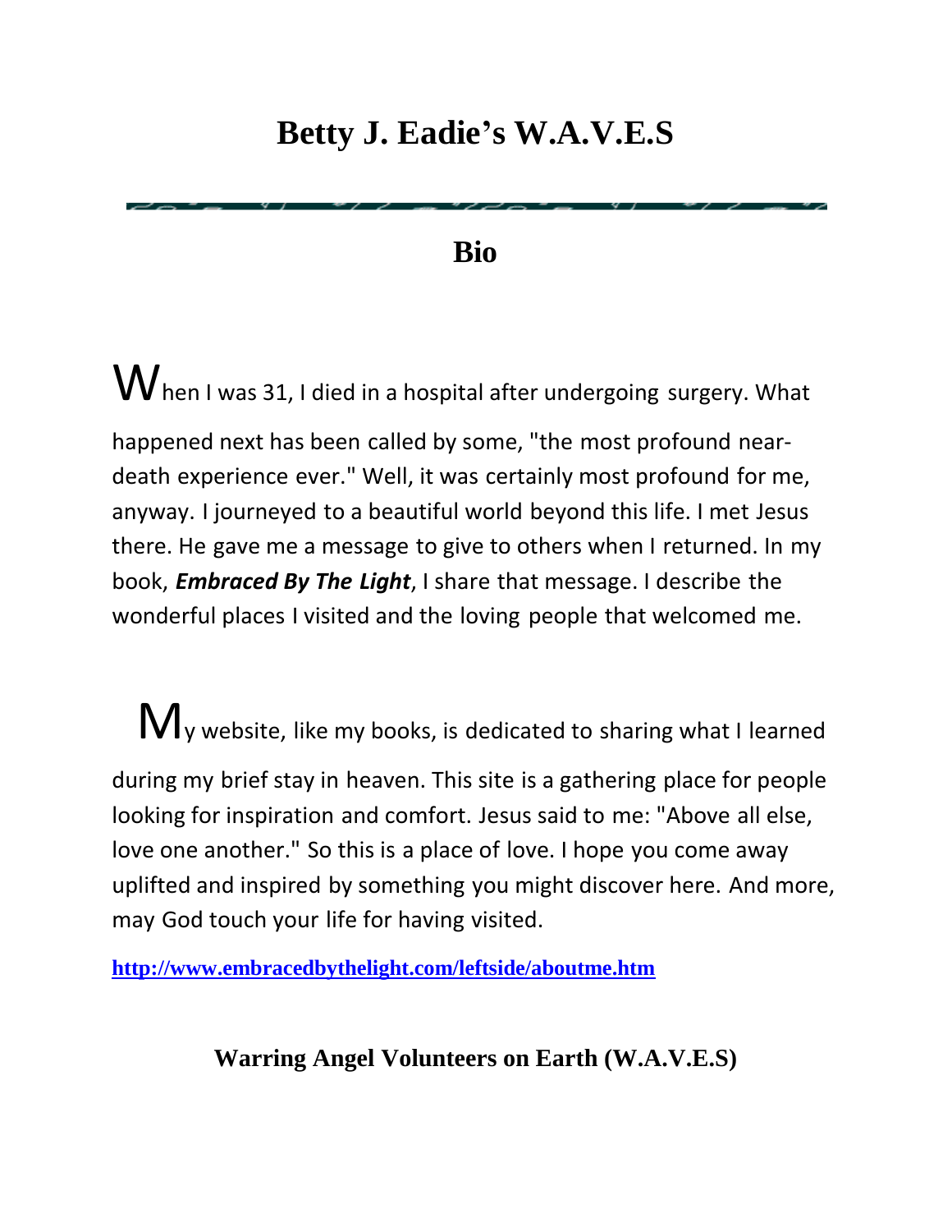# Betty J. Eadie's W.A.V.E.S

## Bio

When I was 31, I died in a hospital after undergoing surgery. What happened next has been called by some, "the most profound near-death experience ever." Well, it was certainly most profound for me, anyway. I journeyed to a beautiful world beyond this life. I met Jesus there. He gave me a message to give to others when I returned. In my book, ***Embraced By The Light***, I share that message. I describe the wonderful places I visited and the loving people that welcomed me.

My website, like my books, is dedicated to sharing what I learned during my brief stay in heaven. This site is a gathering place for people looking for inspiration and comfort. Jesus said to me: "Above all else, love one another." So this is a place of love. I hope you come away uplifted and inspired by something you might discover here. And more, may God touch your life for having visited.

**http://www.embracedbythelight.com/leftside/aboutme.htm**

### Warring Angel Volunteers on Earth (W.A.V.E.S)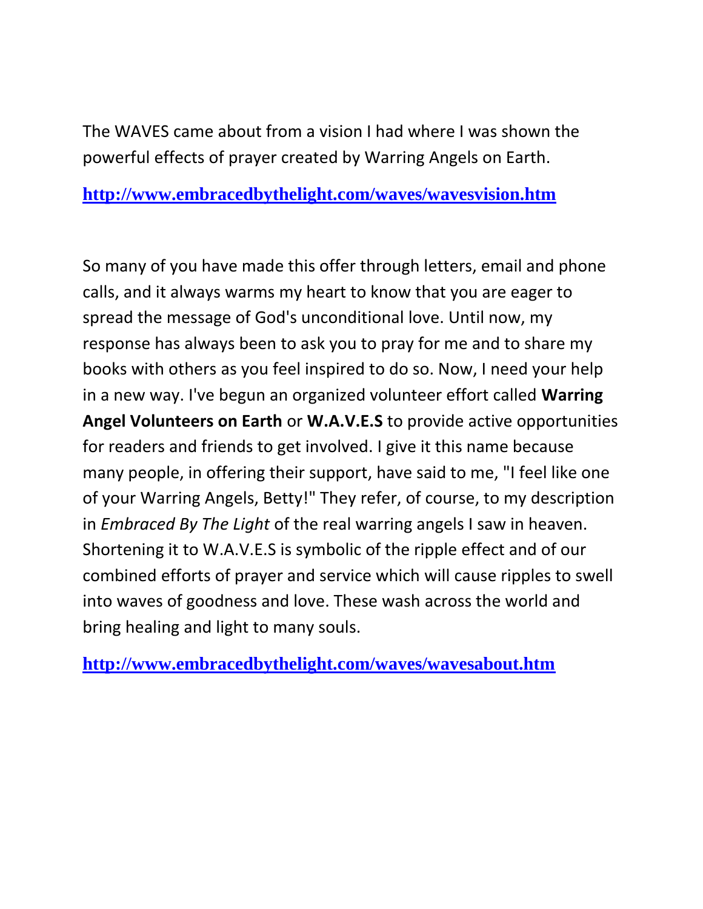The WAVES came about from a vision I had where I was shown the powerful effects of prayer created by Warring Angels on Earth.

**http://www.embracedbythelight.com/waves/wavesvision.htm**

So many of you have made this offer through letters, email and phone calls, and it always warms my heart to know that you are eager to spread the message of God's unconditional love. Until now, my response has always been to ask you to pray for me and to share my books with others as you feel inspired to do so. Now, I need your help in a new way. I've begun an organized volunteer effort called **Warring Angel Volunteers on Earth** or **W.A.V.E.S** to provide active opportunities for readers and friends to get involved. I give it this name because many people, in offering their support, have said to me, "I feel like one of your Warring Angels, Betty!" They refer, of course, to my description in *Embraced By The Light* of the real warring angels I saw in heaven. Shortening it to W.A.V.E.S is symbolic of the ripple effect and of our combined efforts of prayer and service which will cause ripples to swell into waves of goodness and love. These wash across the world and bring healing and light to many souls.

**http://www.embracedbythelight.com/waves/wavesabout.htm**